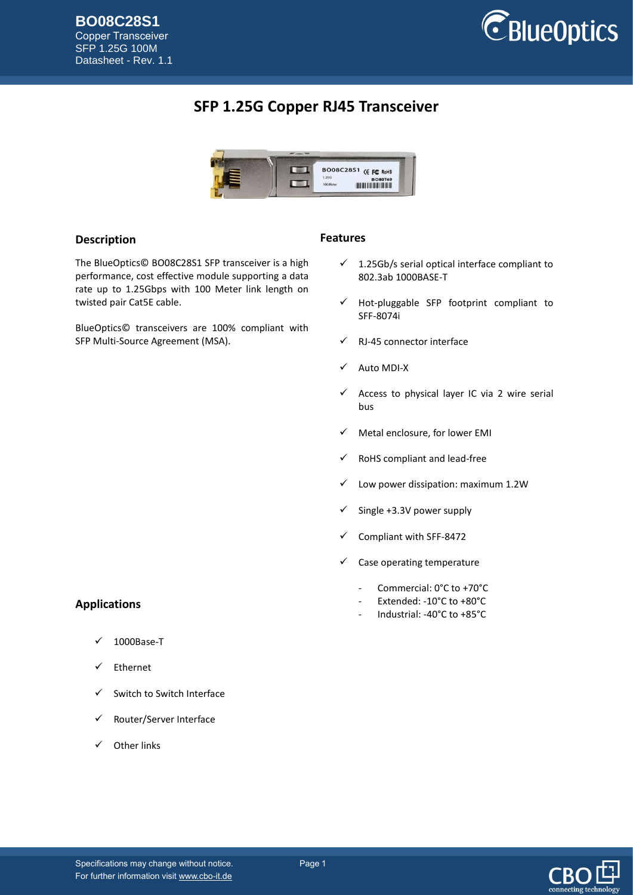# SFP 1.25G Copper RJ45 Transceiver

## Description

The BlueOptics© BO08C28S1 SFP transceiver is a high performance, cost effective module supporting a data rate up to 1.25Gbps with 100 Meter link length on twisted pair Cat5E cable.

BlueOptics© transceivers are 100% compliant with SFP Multi-Source Agreement (MSA).

## Features

- ✓ 1.25Gb/s serial optical interface compliant to 802.3ab 1000BASE-T
- ✓ Hot-pluggable SFP footprint compliant to SFF-8074i
- ✓ RJ-45 connector interface
- ✓ Auto MDI-X
- ✓ Access to physical layer IC via 2 wire serial bus
- ✓ Metal enclosure, for lower EMI
- ✓ RoHS compliant and lead-free
- ✓ Low power dissipation: maximum 1.2W
- ✓ Single +3.3V power supply
- ✓ Compliant with SFF-8472
- ✓ Case operating temperature
  - Commercial: 0°C to +70°C
  - Extended: -10°C to +80°C
  - Industrial: -40°C to +85°C

## Applications

- ✓ 1000Base-T
- ✓ Ethernet
- ✓ Switch to Switch Interface
- ✓ Router/Server Interface
- ✓ Other links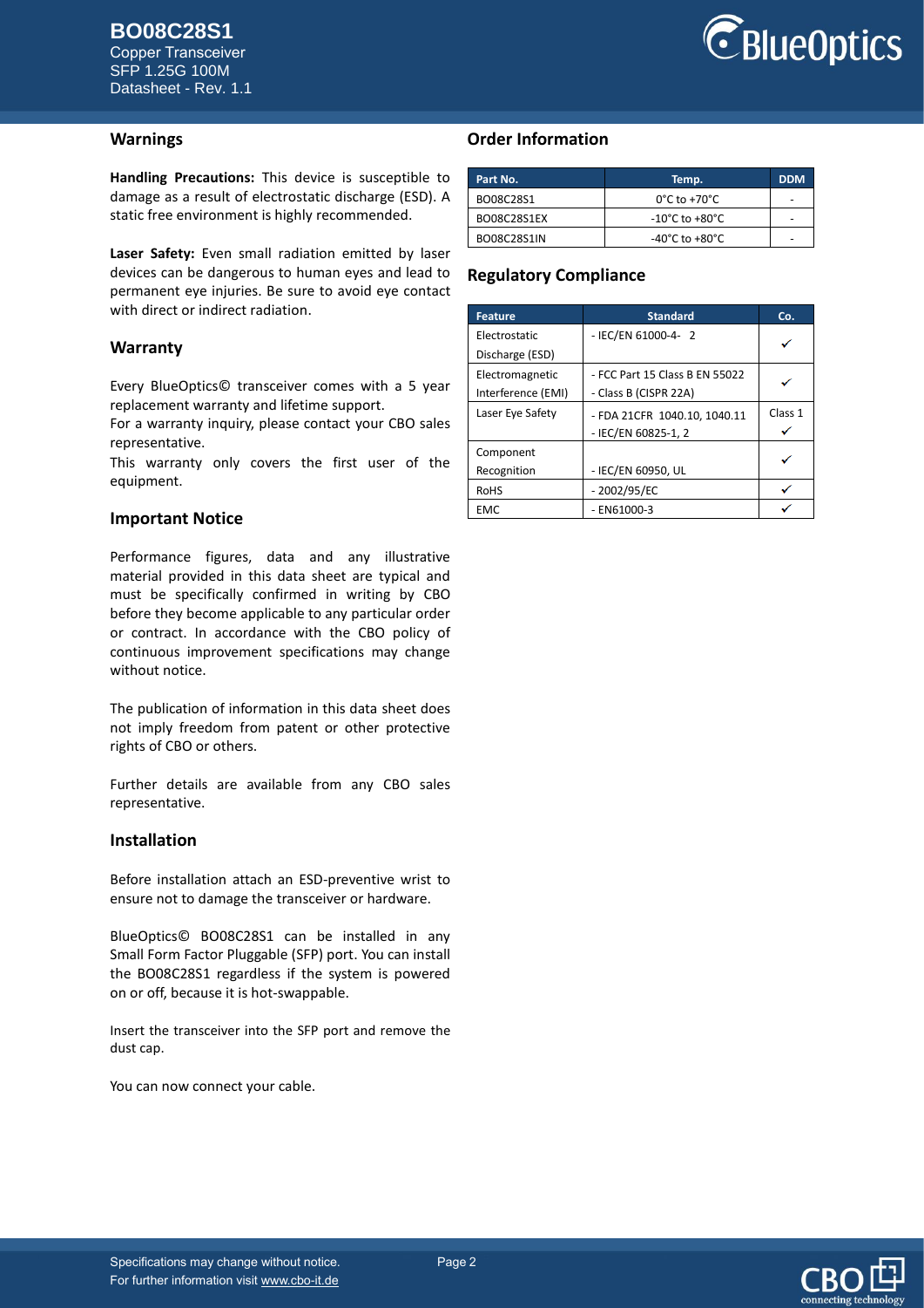## Warnings

**Handling Precautions:** This device is susceptible to damage as a result of electrostatic discharge (ESD). A static free environment is highly recommended.

**Laser Safety:** Even small radiation emitted by laser devices can be dangerous to human eyes and lead to permanent eye injuries. Be sure to avoid eye contact with direct or indirect radiation.

## Warranty

Every BlueOptics© transceiver comes with a 5 year replacement warranty and lifetime support.
For a warranty inquiry, please contact your CBO sales representative.
This warranty only covers the first user of the equipment.

## Important Notice

Performance figures, data and any illustrative material provided in this data sheet are typical and must be specifically confirmed in writing by CBO before they become applicable to any particular order or contract. In accordance with the CBO policy of continuous improvement specifications may change without notice.

The publication of information in this data sheet does not imply freedom from patent or other protective rights of CBO or others.

Further details are available from any CBO sales representative.

## Installation

Before installation attach an ESD-preventive wrist to ensure not to damage the transceiver or hardware.

BlueOptics© BO08C28S1 can be installed in any Small Form Factor Pluggable (SFP) port. You can install the BO08C28S1 regardless if the system is powered on or off, because it is hot-swappable.

Insert the transceiver into the SFP port and remove the dust cap.

You can now connect your cable.

## Order Information

| Part No. | Temp. | DDM |
|---|---|---|
| BO08C28S1 | 0°C to +70°C | - |
| BO08C28S1EX | -10°C to +80°C | - |
| BO08C28S1IN | -40°C to +80°C | - |

## Regulatory Compliance

| Feature | Standard | Co. |
|---|---|---|
| Electrostatic Discharge (ESD) | - IEC/EN 61000-4- 2 | ✓ |
| Electromagnetic Interference (EMI) | - FCC Part 15 Class B EN 55022<br>- Class B (CISPR 22A) | ✓ |
| Laser Eye Safety | - FDA 21CFR 1040.10, 1040.11<br>- IEC/EN 60825-1, 2 | Class 1 ✓ |
| Component Recognition | - IEC/EN 60950, UL | ✓ |
| RoHS | - 2002/95/EC | ✓ |
| EMC | - EN61000-3 | ✓ |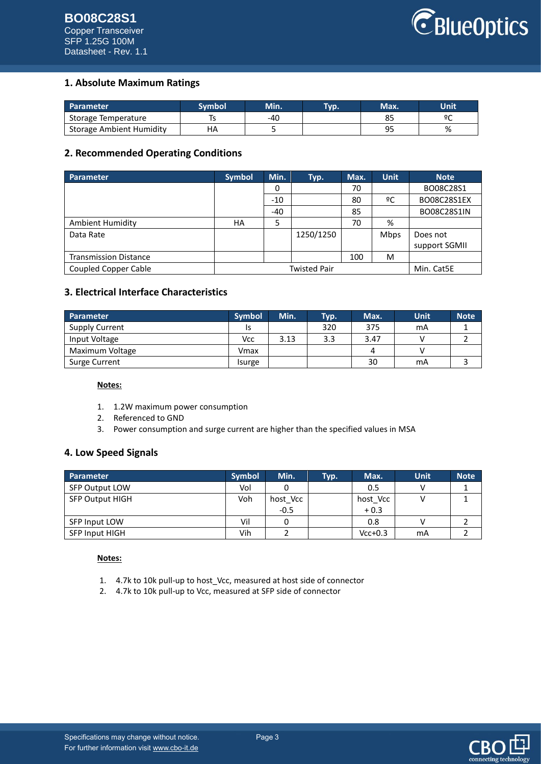## 1. Absolute Maximum Ratings

| Parameter | Symbol | Min. | Typ. | Max. | Unit |
|---|---|---|---|---|---|
| Storage Temperature | Ts | -40 | | 85 | ºC |
| Storage Ambient Humidity | HA | 5 | | 95 | % |

## 2. Recommended Operating Conditions

| Parameter | Symbol | Min. | Typ. | Max. | Unit | Note |
|---|---|---|---|---|---|---|
| | | 0 | | 70 | | BO08C28S1 |
| | | -10 | | 80 | ºC | BO08C28S1EX |
| | | -40 | | 85 | | BO08C28S1IN |
| Ambient Humidity | HA | 5 | | 70 | % | |
| Data Rate | | | 1250/1250 | | Mbps | Does not support SGMII |
| Transmission Distance | | | | 100 | M | |
| Coupled Copper Cable | Twisted Pair | | | | | Min. Cat5E |

## 3. Electrical Interface Characteristics

| Parameter | Symbol | Min. | Typ. | Max. | Unit | Note |
|---|---|---|---|---|---|---|
| Supply Current | Is | | 320 | 375 | mA | 1 |
| Input Voltage | Vcc | 3.13 | 3.3 | 3.47 | V | 2 |
| Maximum Voltage | Vmax | | | 4 | V | |
| Surge Current | Isurge | | | 30 | mA | 3 |

**Notes:**

1. 1.2W maximum power consumption
2. Referenced to GND
3. Power consumption and surge current are higher than the specified values in MSA

## 4. Low Speed Signals

| Parameter | Symbol | Min. | Typ. | Max. | Unit | Note |
|---|---|---|---|---|---|---|
| SFP Output LOW | Vol | 0 | | 0.5 | V | 1 |
| SFP Output HIGH | Voh | host_Vcc -0.5 | | host_Vcc + 0.3 | V | 1 |
| SFP Input LOW | Vil | 0 | | 0.8 | V | 2 |
| SFP Input HIGH | Vih | 2 | | Vcc+0.3 | mA | 2 |

**Notes:**

1. 4.7k to 10k pull-up to host_Vcc, measured at host side of connector
2. 4.7k to 10k pull-up to Vcc, measured at SFP side of connector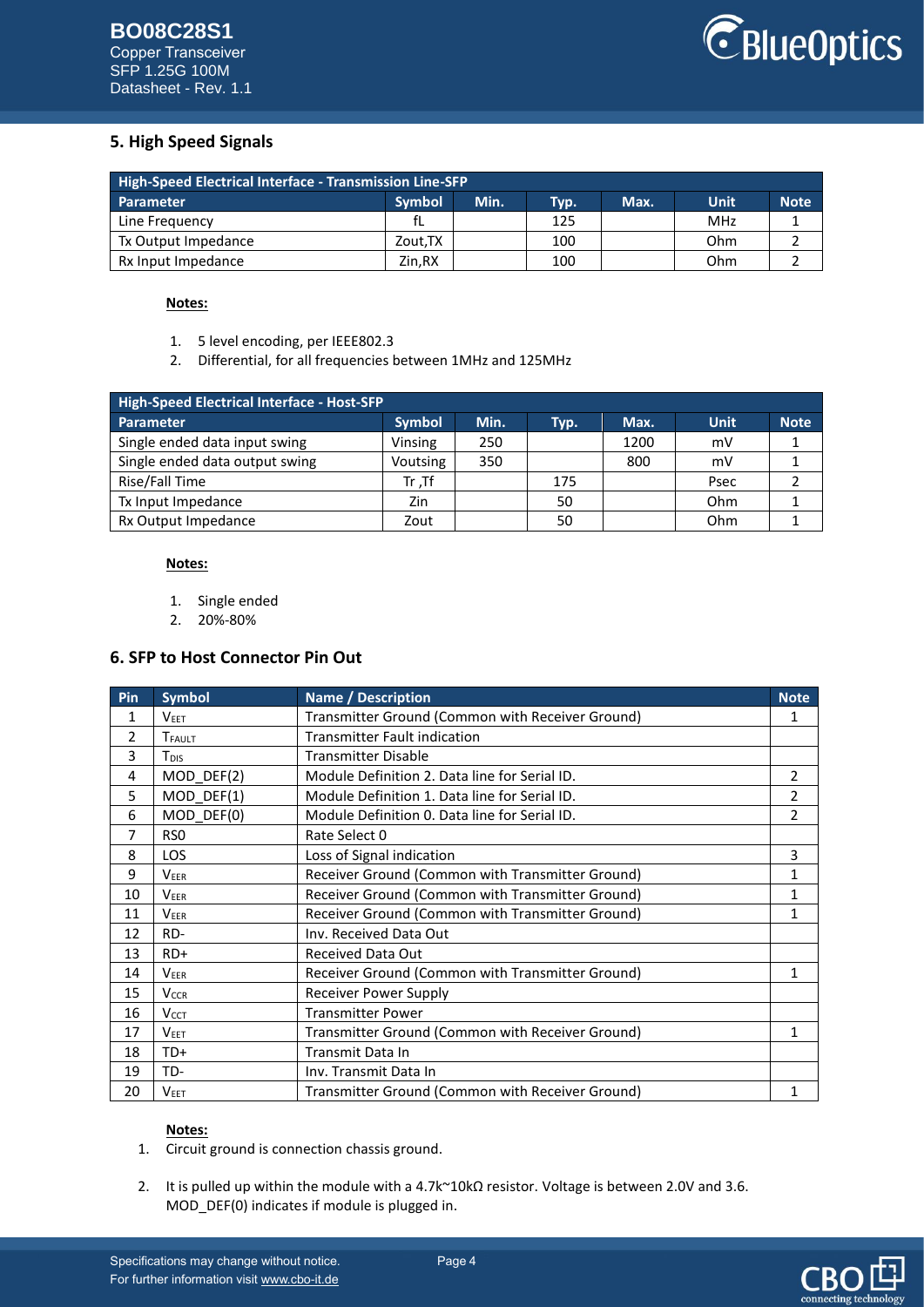## 5. High Speed Signals

| High-Speed Electrical Interface - Transmission Line-SFP | | | | | | |
|---|---|---|---|---|---|---|
| **Parameter** | **Symbol** | **Min.** | **Typ.** | **Max.** | **Unit** | **Note** |
| Line Frequency | fL | | 125 | | MHz | 1 |
| Tx Output Impedance | Zout,TX | | 100 | | Ohm | 2 |
| Rx Input Impedance | Zin,RX | | 100 | | Ohm | 2 |

**Notes:**

1. 5 level encoding, per IEEE802.3
2. Differential, for all frequencies between 1MHz and 125MHz

| High-Speed Electrical Interface - Host-SFP | | | | | | |
|---|---|---|---|---|---|---|
| **Parameter** | **Symbol** | **Min.** | **Typ.** | **Max.** | **Unit** | **Note** |
| Single ended data input swing | Vinsing | 250 | | 1200 | mV | 1 |
| Single ended data output swing | Voutsing | 350 | | 800 | mV | 1 |
| Rise/Fall Time | Tr ,Tf | | 175 | | Psec | 2 |
| Tx Input Impedance | Zin | | 50 | | Ohm | 1 |
| Rx Output Impedance | Zout | | 50 | | Ohm | 1 |

**Notes:**

1. Single ended
2. 20%-80%

## 6. SFP to Host Connector Pin Out

| Pin | Symbol | Name / Description | Note |
|---|---|---|---|
| 1 | $V_{EET}$ | Transmitter Ground (Common with Receiver Ground) | 1 |
| 2 | $T_{FAULT}$ | Transmitter Fault indication | |
| 3 | $T_{DIS}$ | Transmitter Disable | |
| 4 | MOD_DEF(2) | Module Definition 2. Data line for Serial ID. | 2 |
| 5 | MOD_DEF(1) | Module Definition 1. Data line for Serial ID. | 2 |
| 6 | MOD_DEF(0) | Module Definition 0. Data line for Serial ID. | 2 |
| 7 | RS0 | Rate Select 0 | |
| 8 | LOS | Loss of Signal indication | 3 |
| 9 | $V_{EER}$ | Receiver Ground (Common with Transmitter Ground) | 1 |
| 10 | $V_{EER}$ | Receiver Ground (Common with Transmitter Ground) | 1 |
| 11 | $V_{EER}$ | Receiver Ground (Common with Transmitter Ground) | 1 |
| 12 | RD- | Inv. Received Data Out | |
| 13 | RD+ | Received Data Out | |
| 14 | $V_{EER}$ | Receiver Ground (Common with Transmitter Ground) | 1 |
| 15 | $V_{CCR}$ | Receiver Power Supply | |
| 16 | $V_{CCT}$ | Transmitter Power | |
| 17 | $V_{EET}$ | Transmitter Ground (Common with Receiver Ground) | 1 |
| 18 | TD+ | Transmit Data In | |
| 19 | TD- | Inv. Transmit Data In | |
| 20 | $V_{EET}$ | Transmitter Ground (Common with Receiver Ground) | 1 |

**Notes:**

1. Circuit ground is connection chassis ground.
2. It is pulled up within the module with a 4.7k~10kΩ resistor. Voltage is between 2.0V and 3.6. MOD_DEF(0) indicates if module is plugged in.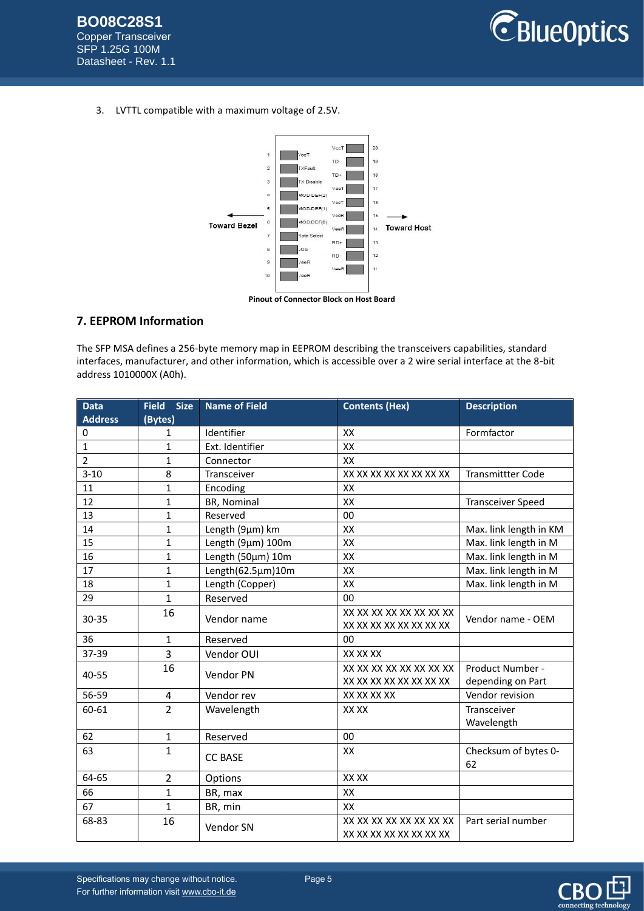3. LVTTL compatible with a maximum voltage of 2.5V.

**Pinout of Connector Block on Host Board**

## 7. EEPROM Information

The SFP MSA defines a 256-byte memory map in EEPROM describing the transceivers capabilities, standard interfaces, manufacturer, and other information, which is accessible over a 2 wire serial interface at the 8-bit address 1010000X (A0h).

| Data Address | Field Size (Bytes) | Name of Field | Contents (Hex) | Description |
|---|---|---|---|---|
| 0 | 1 | Identifier | XX | Formfactor |
| 1 | 1 | Ext. Identifier | XX | |
| 2 | 1 | Connector | XX | |
| 3-10 | 8 | Transceiver | XX XX XX XX XX XX XX XX | Transmittter Code |
| 11 | 1 | Encoding | XX | |
| 12 | 1 | BR, Nominal | XX | Transceiver Speed |
| 13 | 1 | Reserved | 00 | |
| 14 | 1 | Length (9µm) km | XX | Max. link length in KM |
| 15 | 1 | Length (9µm) 100m | XX | Max. link length in M |
| 16 | 1 | Length (50µm) 10m | XX | Max. link length in M |
| 17 | 1 | Length(62.5µm)10m | XX | Max. link length in M |
| 18 | 1 | Length (Copper) | XX | Max. link length in M |
| 29 | 1 | Reserved | 00 | |
| 30-35 | 16 | Vendor name | XX XX XX XX XX XX XX XX XX XX XX XX XX XX XX XX | Vendor name - OEM |
| 36 | 1 | Reserved | 00 | |
| 37-39 | 3 | Vendor OUI | XX XX XX | |
| 40-55 | 16 | Vendor PN | XX XX XX XX XX XX XX XX XX XX XX XX XX XX XX XX | Product Number - depending on Part |
| 56-59 | 4 | Vendor rev | XX XX XX XX | Vendor revision |
| 60-61 | 2 | Wavelength | XX XX | Transceiver Wavelength |
| 62 | 1 | Reserved | 00 | |
| 63 | 1 | CC BASE | XX | Checksum of bytes 0-62 |
| 64-65 | 2 | Options | XX XX | |
| 66 | 1 | BR, max | XX | |
| 67 | 1 | BR, min | XX | |
| 68-83 | 16 | Vendor SN | XX XX XX XX XX XX XX XX XX XX XX XX XX XX XX XX | Part serial number |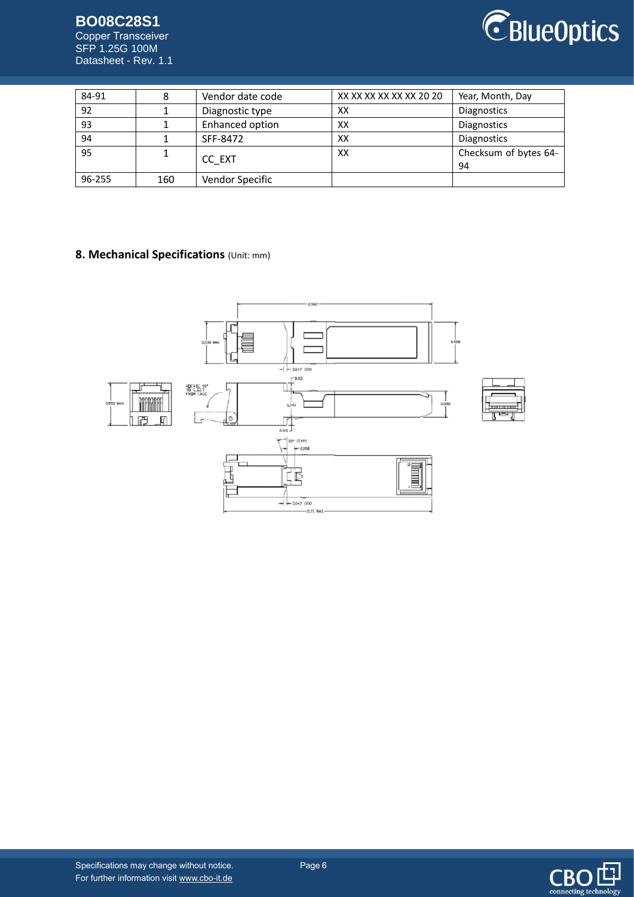| | | | | |
|---|---|---|---|---|
| 84-91 | 8 | Vendor date code | XX XX XX XX XX XX 20 20 | Year, Month, Day |
| 92 | 1 | Diagnostic type | XX | Diagnostics |
| 93 | 1 | Enhanced option | XX | Diagnostics |
| 94 | 1 | SFF-8472 | XX | Diagnostics |
| 95 | 1 | CC_EXT | XX | Checksum of bytes 64-94 |
| 96-255 | 160 | Vendor Specific | | |

## 8. Mechanical Specifications (Unit: mm)